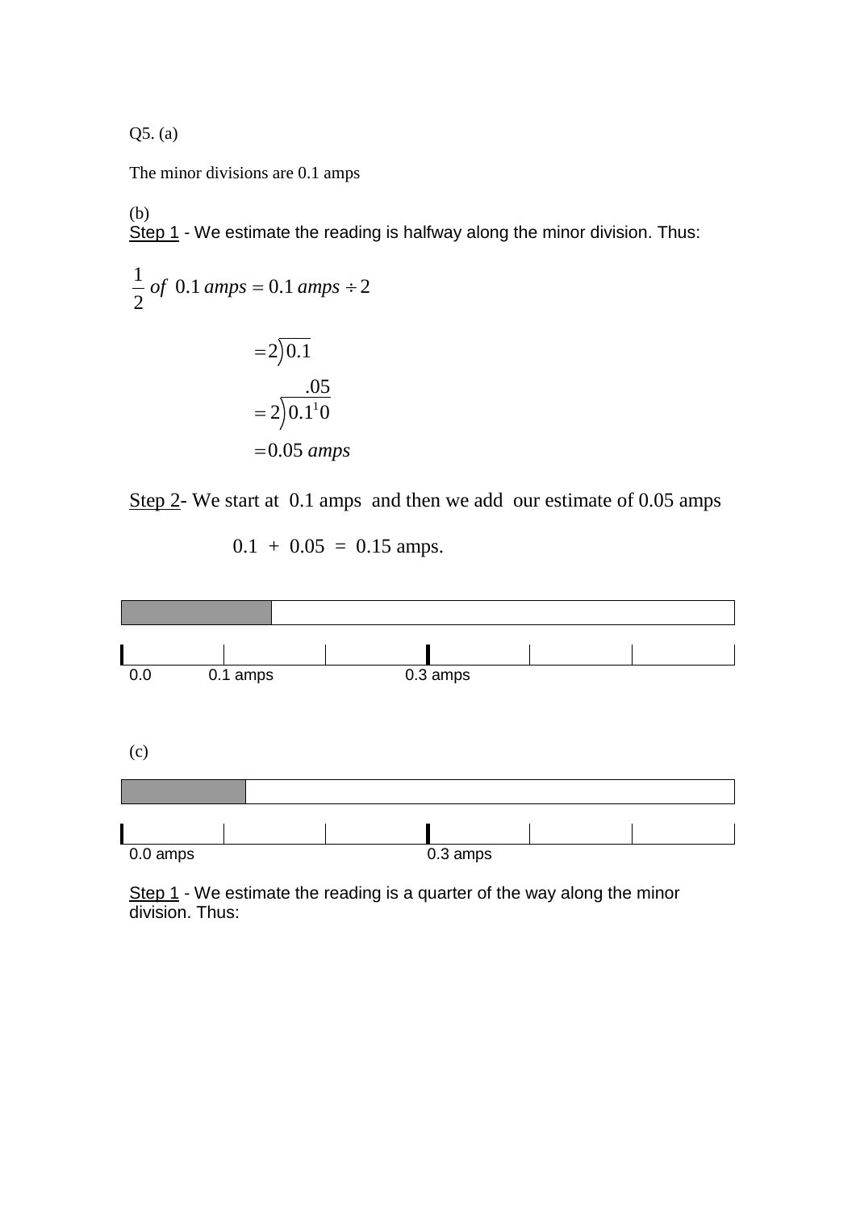Q5. (a)

The minor divisions are 0.1 amps

(b)

Step 1 - We estimate the reading is halfway along the minor division. Thus:

$$\frac{1}{2} \; of \;\; 0.1 \, amps = 0.1 \, amps \div 2$$

$$= 2\overline{)0.1}$$

$$= 2\overline{)0.1^{1}0} \quad (.05)$$

$$= 0.05 \; amps$$

Step 2- We start at 0.1 amps and then we add our estimate of 0.05 amps

0.1 + 0.05 = 0.15 amps.

0.0 0.1 amps 0.3 amps

(c)

0.0 amps 0.3 amps

Step 1 - We estimate the reading is a quarter of the way along the minor division. Thus: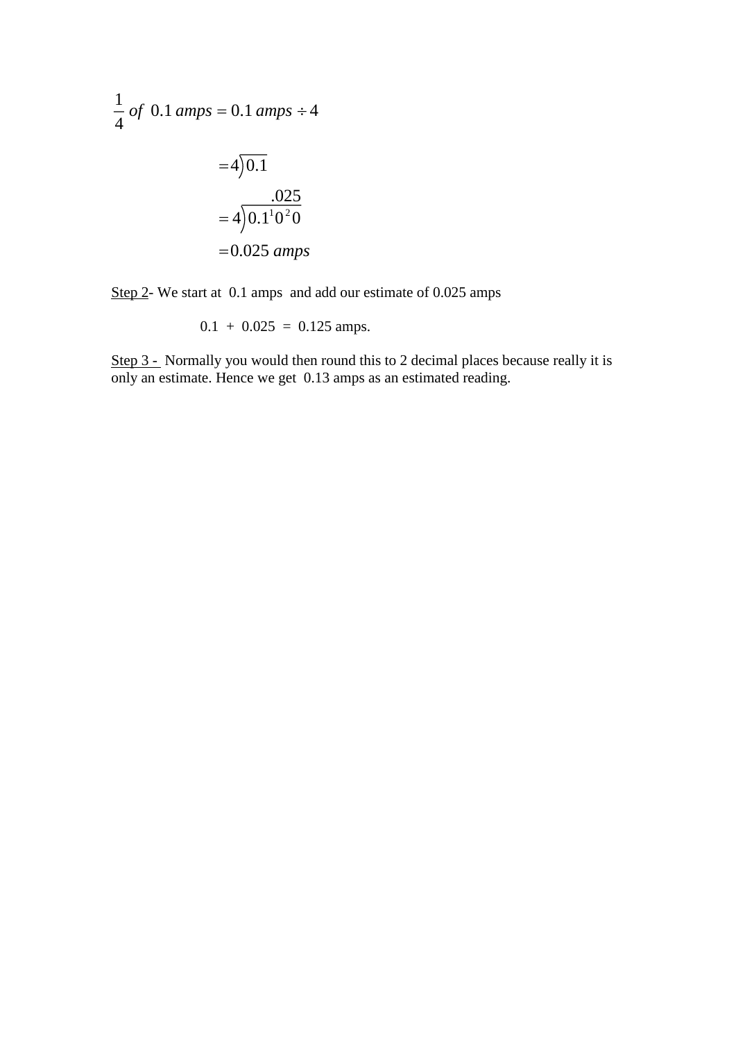$$\frac{1}{4} \text{ of } 0.1\, amps = 0.1\, amps \div 4$$

$$= 4\overline{)0.1}$$

$$= 4\overline{)0.1^{1}0^{2}0} \quad (\text{quotient: } .025)$$

$$= 0.025\, amps$$

<u>Step 2</u>- We start at 0.1 amps and add our estimate of 0.025 amps

0.1 + 0.025 = 0.125 amps.

<u>Step 3 -</u> Normally you would then round this to 2 decimal places because really it is only an estimate. Hence we get 0.13 amps as an estimated reading.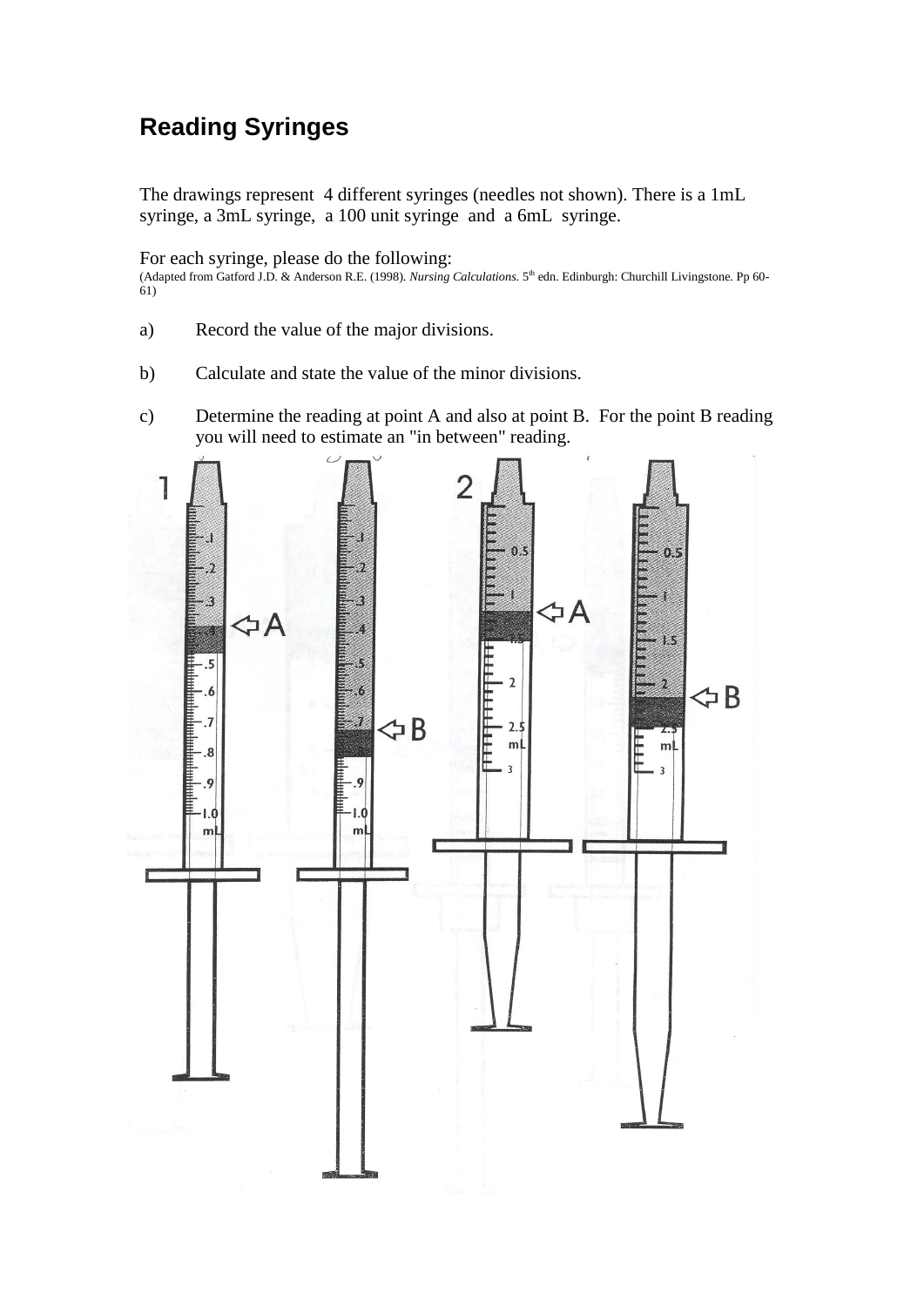## Reading Syringes

The drawings represent 4 different syringes (needles not shown). There is a 1mL syringe, a 3mL syringe, a 100 unit syringe and a 6mL syringe.

For each syringe, please do the following:
(Adapted from Gatford J.D. & Anderson R.E. (1998). *Nursing Calculations.* 5th edn. Edinburgh: Churchill Livingstone. Pp 60-61)

a) Record the value of the major divisions.

b) Calculate and state the value of the minor divisions.

c) Determine the reading at point A and also at point B. For the point B reading you will need to estimate an "in between" reading.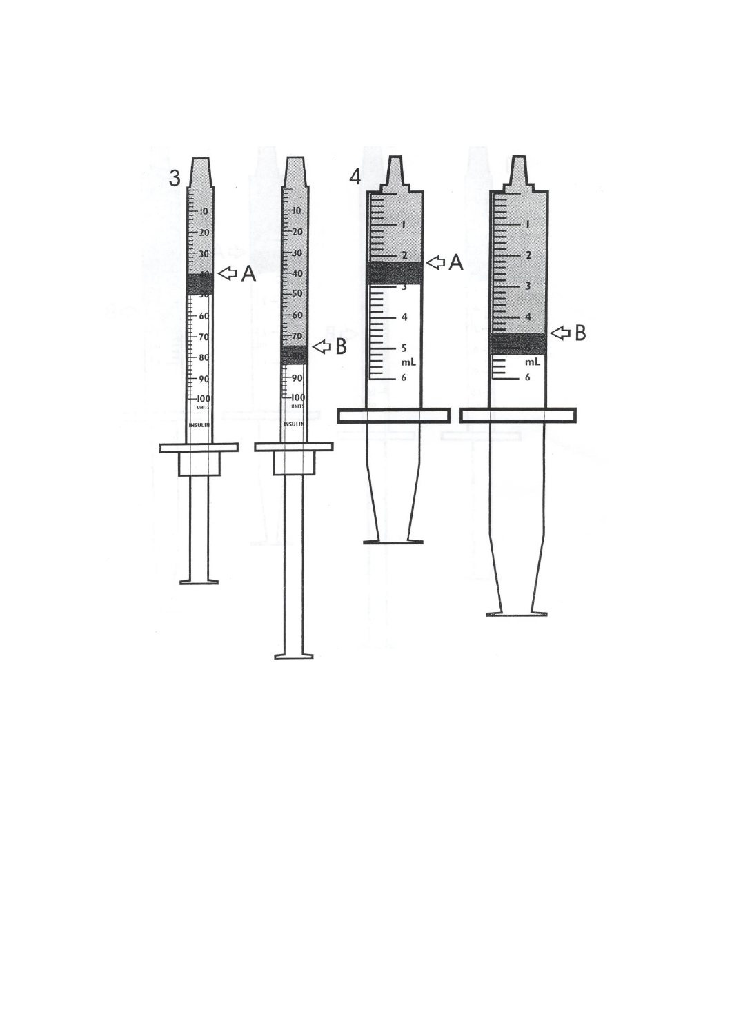3

4